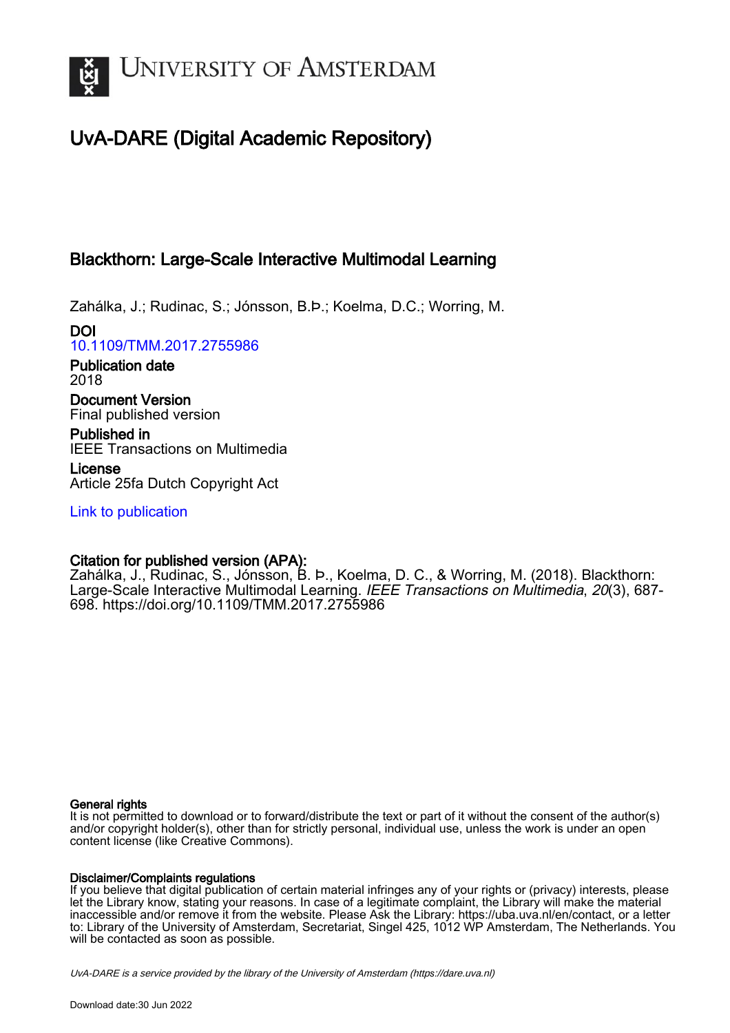# University of Amsterdam

## UvA-DARE (Digital Academic Repository)

### Blackthorn: Large-Scale Interactive Multimodal Learning

Zahálka, J.; Rudinac, S.; Jónsson, B.Þ.; Koelma, D.C.; Worring, M.

**DOI**
10.1109/TMM.2017.2755986

**Publication date**
2018

**Document Version**
Final published version

**Published in**
IEEE Transactions on Multimedia

**License**
Article 25fa Dutch Copyright Act

Link to publication

**Citation for published version (APA):**
Zahálka, J., Rudinac, S., Jónsson, B. Þ., Koelma, D. C., & Worring, M. (2018). Blackthorn: Large-Scale Interactive Multimodal Learning. *IEEE Transactions on Multimedia*, *20*(3), 687-698. https://doi.org/10.1109/TMM.2017.2755986

**General rights**
It is not permitted to download or to forward/distribute the text or part of it without the consent of the author(s) and/or copyright holder(s), other than for strictly personal, individual use, unless the work is under an open content license (like Creative Commons).

**Disclaimer/Complaints regulations**
If you believe that digital publication of certain material infringes any of your rights or (privacy) interests, please let the Library know, stating your reasons. In case of a legitimate complaint, the Library will make the material inaccessible and/or remove it from the website. Please Ask the Library: https://uba.uva.nl/en/contact, or a letter to: Library of the University of Amsterdam, Secretariat, Singel 425, 1012 WP Amsterdam, The Netherlands. You will be contacted as soon as possible.

*UvA-DARE is a service provided by the library of the University of Amsterdam (https://dare.uva.nl)*

Download date:30 Jun 2022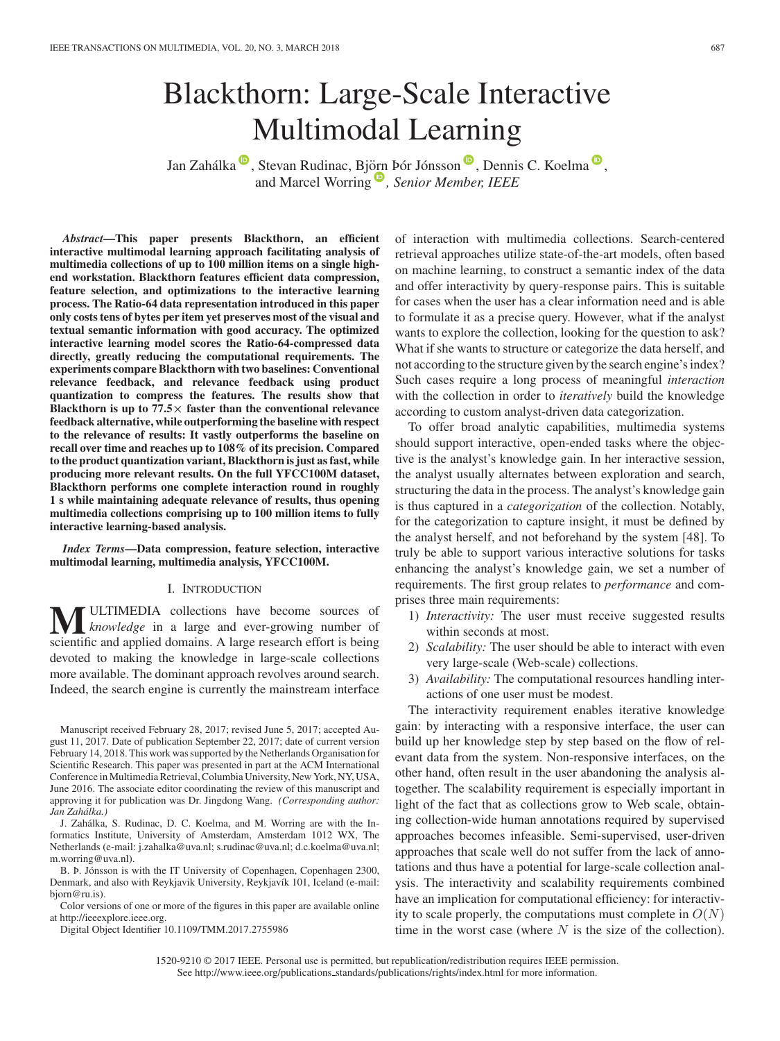# Blackthorn: Large-Scale Interactive Multimodal Learning

Jan Zahálka, Stevan Rudinac, Björn Þór Jónsson, Dennis C. Koelma, and Marcel Worring, *Senior Member, IEEE*

***Abstract*—This paper presents Blackthorn, an efficient interactive multimodal learning approach facilitating analysis of multimedia collections of up to 100 million items on a single high-end workstation. Blackthorn features efficient data compression, feature selection, and optimizations to the interactive learning process. The Ratio-64 data representation introduced in this paper only costs tens of bytes per item yet preserves most of the visual and textual semantic information with good accuracy. The optimized interactive learning model scores the Ratio-64-compressed data directly, greatly reducing the computational requirements. The experiments compare Blackthorn with two baselines: Conventional relevance feedback, and relevance feedback using product quantization to compress the features. The results show that Blackthorn is up to 77.5× faster than the conventional relevance feedback alternative, while outperforming the baseline with respect to the relevance of results: It vastly outperforms the baseline on recall over time and reaches up to 108% of its precision. Compared to the product quantization variant, Blackthorn is just as fast, while producing more relevant results. On the full YFCC100M dataset, Blackthorn performs one complete interaction round in roughly 1 s while maintaining adequate relevance of results, thus opening multimedia collections comprising up to 100 million items to fully interactive learning-based analysis.**

***Index Terms*—Data compression, feature selection, interactive multimodal learning, multimedia analysis, YFCC100M.**

## I. Introduction

Multimedia collections have become sources of *knowledge* in a large and ever-growing number of scientific and applied domains. A large research effort is being devoted to making the knowledge in large-scale collections more available. The dominant approach revolves around search. Indeed, the search engine is currently the mainstream interface of interaction with multimedia collections. Search-centered retrieval approaches utilize state-of-the-art models, often based on machine learning, to construct a semantic index of the data and offer interactivity by query-response pairs. This is suitable for cases when the user has a clear information need and is able to formulate it as a precise query. However, what if the analyst wants to explore the collection, looking for the question to ask? What if she wants to structure or categorize the data herself, and not according to the structure given by the search engine's index? Such cases require a long process of meaningful *interaction* with the collection in order to *iteratively* build the knowledge according to custom analyst-driven data categorization.

To offer broad analytic capabilities, multimedia systems should support interactive, open-ended tasks where the objective is the analyst's knowledge gain. In her interactive session, the analyst usually alternates between exploration and search, structuring the data in the process. The analyst's knowledge gain is thus captured in a *categorization* of the collection. Notably, for the categorization to capture insight, it must be defined by the analyst herself, and not beforehand by the system [48]. To truly be able to support various interactive solutions for tasks enhancing the analyst's knowledge gain, we set a number of requirements. The first group relates to *performance* and comprises three main requirements:

1) *Interactivity:* The user must receive suggested results within seconds at most.
2) *Scalability:* The user should be able to interact with even very large-scale (Web-scale) collections.
3) *Availability:* The computational resources handling interactions of one user must be modest.

The interactivity requirement enables iterative knowledge gain: by interacting with a responsive interface, the user can build up her knowledge step by step based on the flow of relevant data from the system. Non-responsive interfaces, on the other hand, often result in the user abandoning the analysis altogether. The scalability requirement is especially important in light of the fact that as collections grow to Web scale, obtaining collection-wide human annotations required by supervised approaches becomes infeasible. Semi-supervised, user-driven approaches that scale well do not suffer from the lack of annotations and thus have a potential for large-scale collection analysis. The interactivity and scalability requirements combined have an implication for computational efficiency: for interactivity to scale properly, the computations must complete in $O(N)$ time in the worst case (where $N$ is the size of the collection).

Manuscript received February 28, 2017; revised June 5, 2017; accepted August 11, 2017. Date of publication September 22, 2017; date of current version February 14, 2018. This work was supported by the Netherlands Organisation for Scientific Research. This paper was presented in part at the ACM International Conference in Multimedia Retrieval, Columbia University, New York, NY, USA, June 2016. The associate editor coordinating the review of this manuscript and approving it for publication was Dr. Jingdong Wang. *(Corresponding author: Jan Zahálka.)*

J. Zahálka, S. Rudinac, D. C. Koelma, and M. Worring are with the Informatics Institute, University of Amsterdam, Amsterdam 1012 WX, The Netherlands (e-mail: j.zahalka@uva.nl; s.rudinac@uva.nl; d.c.koelma@uva.nl; m.worring@uva.nl).

B. Þ. Jónsson is with the IT University of Copenhagen, Copenhagen 2300, Denmark, and also with Reykjavik University, Reykjavík 101, Iceland (e-mail: bjorn@ru.is).

Color versions of one or more of the figures in this paper are available online at http://ieeexplore.ieee.org.

Digital Object Identifier 10.1109/TMM.2017.2755986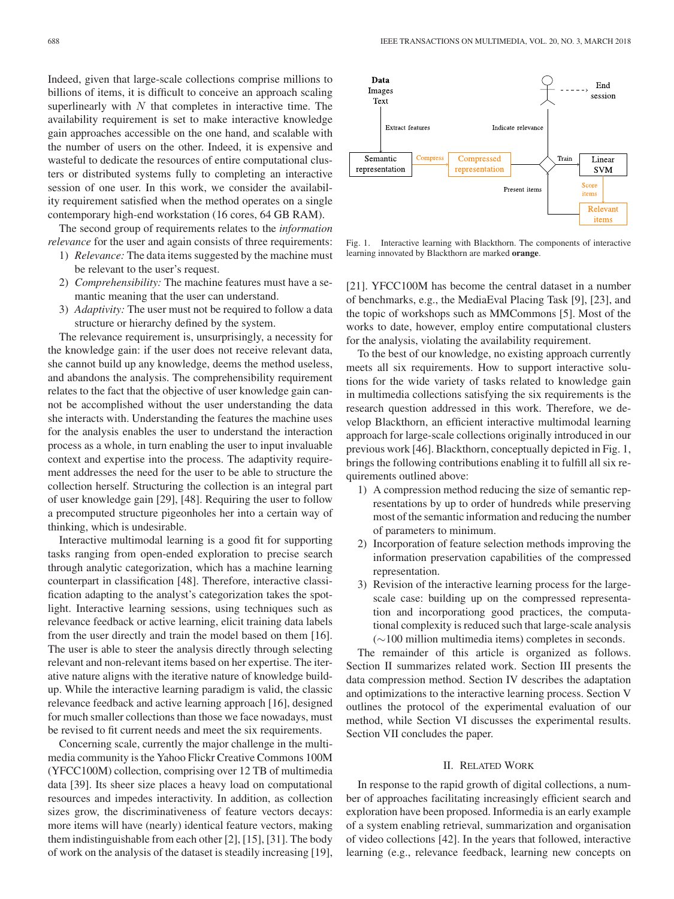Indeed, given that large-scale collections comprise millions to billions of items, it is difficult to conceive an approach scaling superlinearly with $N$ that completes in interactive time. The availability requirement is set to make interactive knowledge gain approaches accessible on the one hand, and scalable with the number of users on the other. Indeed, it is expensive and wasteful to dedicate the resources of entire computational clusters or distributed systems fully to completing an interactive session of one user. In this work, we consider the availability requirement satisfied when the method operates on a single contemporary high-end workstation (16 cores, 64 GB RAM).

The second group of requirements relates to the *information relevance* for the user and again consists of three requirements:

1) *Relevance:* The data items suggested by the machine must be relevant to the user's request.
2) *Comprehensibility:* The machine features must have a semantic meaning that the user can understand.
3) *Adaptivity:* The user must not be required to follow a data structure or hierarchy defined by the system.

The relevance requirement is, unsurprisingly, a necessity for the knowledge gain: if the user does not receive relevant data, she cannot build up any knowledge, deems the method useless, and abandons the analysis. The comprehensibility requirement relates to the fact that the objective of user knowledge gain cannot be accomplished without the user understanding the data she interacts with. Understanding the features the machine uses for the analysis enables the user to understand the interaction process as a whole, in turn enabling the user to input invaluable context and expertise into the process. The adaptivity requirement addresses the need for the user to be able to structure the collection herself. Structuring the collection is an integral part of user knowledge gain [29], [48]. Requiring the user to follow a precomputed structure pigeonholes her into a certain way of thinking, which is undesirable.

Interactive multimodal learning is a good fit for supporting tasks ranging from open-ended exploration to precise search through analytic categorization, which has a machine learning counterpart in classification [48]. Therefore, interactive classification adapting to the analyst's categorization takes the spotlight. Interactive learning sessions, using techniques such as relevance feedback or active learning, elicit training data labels from the user directly and train the model based on them [16]. The user is able to steer the analysis directly through selecting relevant and non-relevant items based on her expertise. The iterative nature aligns with the iterative nature of knowledge buildup. While the interactive learning paradigm is valid, the classic relevance feedback and active learning approach [16], designed for much smaller collections than those we face nowadays, must be revised to fit current needs and meet the six requirements.

Concerning scale, currently the major challenge in the multimedia community is the Yahoo Flickr Creative Commons 100M (YFCC100M) collection, comprising over 12 TB of multimedia data [39]. Its sheer size places a heavy load on computational resources and impedes interactivity. In addition, as collection sizes grow, the discriminativeness of feature vectors decays: more items will have (nearly) identical feature vectors, making them indistinguishable from each other [2], [15], [31]. The body of work on the analysis of the dataset is steadily increasing [19], [21]. YFCC100M has become the central dataset in a number of benchmarks, e.g., the MediaEval Placing Task [9], [23], and the topic of workshops such as MMCommons [5]. Most of the works to date, however, employ entire computational clusters for the analysis, violating the availability requirement.

Data
Images
Text
Extract features
Semantic representation
Compress
Compressed representation
Indicate relevance
End session
Train
Linear SVM
Score items
Relevant items
Present items

Fig. 1. Interactive learning with Blackthorn. The components of interactive learning innovated by Blackthorn are marked **orange**.

To the best of our knowledge, no existing approach currently meets all six requirements. How to support interactive solutions for the wide variety of tasks related to knowledge gain in multimedia collections satisfying the six requirements is the research question addressed in this work. Therefore, we develop Blackthorn, an efficient interactive multimodal learning approach for large-scale collections originally introduced in our previous work [46]. Blackthorn, conceptually depicted in Fig. 1, brings the following contributions enabling it to fulfill all six requirements outlined above:

1) A compression method reducing the size of semantic representations by up to order of hundreds while preserving most of the semantic information and reducing the number of parameters to minimum.
2) Incorporation of feature selection methods improving the information preservation capabilities of the compressed representation.
3) Revision of the interactive learning process for the large-scale case: building up on the compressed representation and incorporationg good practices, the computational complexity is reduced such that large-scale analysis (~100 million multimedia items) completes in seconds.

The remainder of this article is organized as follows. Section II summarizes related work. Section III presents the data compression method. Section IV describes the adaptation and optimizations to the interactive learning process. Section V outlines the protocol of the experimental evaluation of our method, while Section VI discusses the experimental results. Section VII concludes the paper.

## II. Related Work

In response to the rapid growth of digital collections, a number of approaches facilitating increasingly efficient search and exploration have been proposed. Informedia is an early example of a system enabling retrieval, summarization and organisation of video collections [42]. In the years that followed, interactive learning (e.g., relevance feedback, learning new concepts on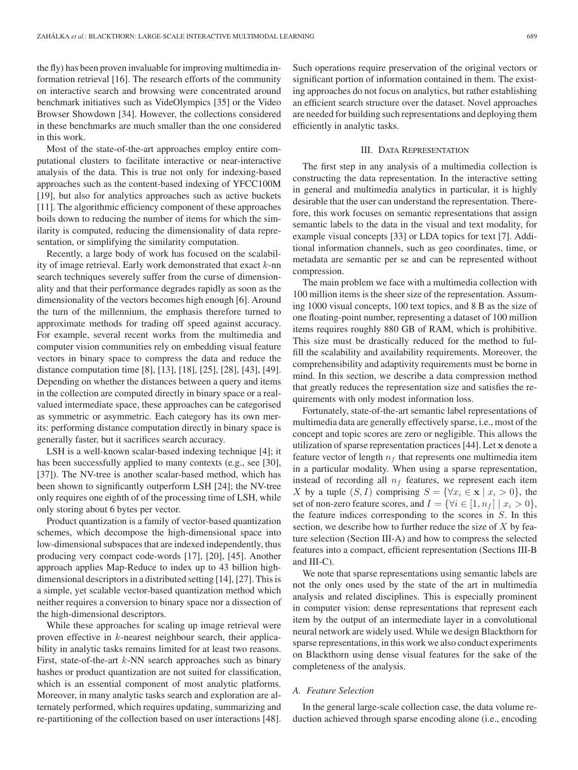the fly) has been proven invaluable for improving multimedia information retrieval [16]. The research efforts of the community on interactive search and browsing were concentrated around benchmark initiatives such as VideOlympics [35] or the Video Browser Showdown [34]. However, the collections considered in these benchmarks are much smaller than the one considered in this work.

Most of the state-of-the-art approaches employ entire computational clusters to facilitate interactive or near-interactive analysis of the data. This is true not only for indexing-based approaches such as the content-based indexing of YFCC100M [19], but also for analytics approaches such as active buckets [11]. The algorithmic efficiency component of these approaches boils down to reducing the number of items for which the similarity is computed, reducing the dimensionality of data representation, or simplifying the similarity computation.

Recently, a large body of work has focused on the scalability of image retrieval. Early work demonstrated that exact $k$-nn search techniques severely suffer from the curse of dimensionality and that their performance degrades rapidly as soon as the dimensionality of the vectors becomes high enough [6]. Around the turn of the millennium, the emphasis therefore turned to approximate methods for trading off speed against accuracy. For example, several recent works from the multimedia and computer vision communities rely on embedding visual feature vectors in binary space to compress the data and reduce the distance computation time [8], [13], [18], [25], [28], [43], [49]. Depending on whether the distances between a query and items in the collection are computed directly in binary space or a real-valued intermediate space, these approaches can be categorised as symmetric or asymmetric. Each category has its own merits: performing distance computation directly in binary space is generally faster, but it sacrifices search accuracy.

LSH is a well-known scalar-based indexing technique [4]; it has been successfully applied to many contexts (e.g., see [30], [37]). The NV-tree is another scalar-based method, which has been shown to significantly outperform LSH [24]; the NV-tree only requires one eighth of of the processing time of LSH, while only storing about 6 bytes per vector.

Product quantization is a family of vector-based quantization schemes, which decompose the high-dimensional space into low-dimensional subspaces that are indexed independently, thus producing very compact code-words [17], [20], [45]. Another approach applies Map-Reduce to index up to 43 billion high-dimensional descriptors in a distributed setting [14], [27]. This is a simple, yet scalable vector-based quantization method which neither requires a conversion to binary space nor a dissection of the high-dimensional descriptors.

While these approaches for scaling up image retrieval were proven effective in $k$-nearest neighbour search, their applicability in analytic tasks remains limited for at least two reasons. First, state-of-the-art $k$-NN search approaches such as binary hashes or product quantization are not suited for classification, which is an essential component of most analytic platforms. Moreover, in many analytic tasks search and exploration are alternately performed, which requires updating, summarizing and re-partitioning of the collection based on user interactions [48]. Such operations require preservation of the original vectors or significant portion of information contained in them. The existing approaches do not focus on analytics, but rather establishing an efficient search structure over the dataset. Novel approaches are needed for building such representations and deploying them efficiently in analytic tasks.

## III. Data Representation

The first step in any analysis of a multimedia collection is constructing the data representation. In the interactive setting in general and multimedia analytics in particular, it is highly desirable that the user can understand the representation. Therefore, this work focuses on semantic representations that assign semantic labels to the data in the visual and text modality, for example visual concepts [33] or LDA topics for text [7]. Additional information channels, such as geo coordinates, time, or metadata are semantic per se and can be represented without compression.

The main problem we face with a multimedia collection with 100 million items is the sheer size of the representation. Assuming 1000 visual concepts, 100 text topics, and 8 B as the size of one floating-point number, representing a dataset of 100 million items requires roughly 880 GB of RAM, which is prohibitive. This size must be drastically reduced for the method to fulfill the scalability and availability requirements. Moreover, the comprehensibility and adaptivity requirements must be borne in mind. In this section, we describe a data compression method that greatly reduces the representation size and satisfies the requirements with only modest information loss.

Fortunately, state-of-the-art semantic label representations of multimedia data are generally effectively sparse, i.e., most of the concept and topic scores are zero or negligible. This allows the utilization of sparse representation practices [44]. Let $\mathbf{x}$ denote a feature vector of length $n_f$ that represents one multimedia item in a particular modality. When using a sparse representation, instead of recording all $n_f$ features, we represent each item $X$ by a tuple $(S, I)$ comprising $S = \{\forall x_i \in \mathbf{x} \mid x_i > 0\}$, the set of non-zero feature scores, and $I = \{\forall i \in [1, n_f] \mid x_i > 0\}$, the feature indices corresponding to the scores in $S$. In this section, we describe how to further reduce the size of $X$ by feature selection (Section III-A) and how to compress the selected features into a compact, efficient representation (Sections III-B and III-C).

We note that sparse representations using semantic labels are not the only ones used by the state of the art in multimedia analysis and related disciplines. This is especially prominent in computer vision: dense representations that represent each item by the output of an intermediate layer in a convolutional neural network are widely used. While we design Blackthorn for sparse representations, in this work we also conduct experiments on Blackthorn using dense visual features for the sake of the completeness of the analysis.

### A. Feature Selection

In the general large-scale collection case, the data volume reduction achieved through sparse encoding alone (i.e., encoding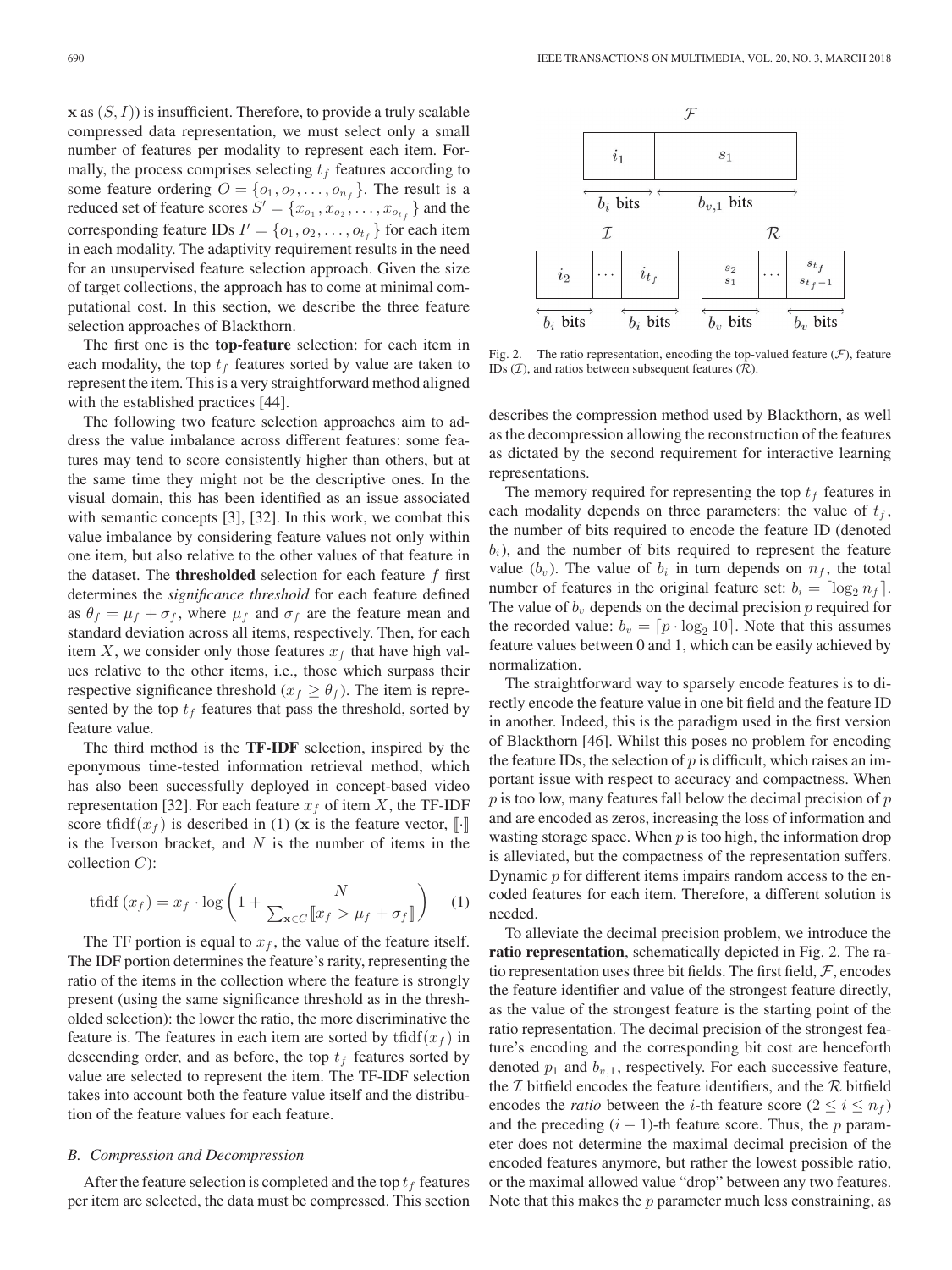$\mathbf{x}$ as $(S, I)$) is insufficient. Therefore, to provide a truly scalable compressed data representation, we must select only a small number of features per modality to represent each item. Formally, the process comprises selecting $t_f$ features according to some feature ordering $O = \{o_1, o_2, \ldots, o_{n_f}\}$. The result is a reduced set of feature scores $S' = \{x_{o_1}, x_{o_2}, \ldots, x_{o_{t_f}}\}$ and the corresponding feature IDs $I' = \{o_1, o_2, \ldots, o_{t_f}\}$ for each item in each modality. The adaptivity requirement results in the need for an unsupervised feature selection approach. Given the size of target collections, the approach has to come at minimal computational cost. In this section, we describe the three feature selection approaches of Blackthorn.

The first one is the **top-feature** selection: for each item in each modality, the top $t_f$ features sorted by value are taken to represent the item. This is a very straightforward method aligned with the established practices [44].

The following two feature selection approaches aim to address the value imbalance across different features: some features may tend to score consistently higher than others, but at the same time they might not be the descriptive ones. In the visual domain, this has been identified as an issue associated with semantic concepts [3], [32]. In this work, we combat this value imbalance by considering feature values not only within one item, but also relative to the other values of that feature in the dataset. The **thresholded** selection for each feature $f$ first determines the *significance threshold* for each feature defined as $\theta_f = \mu_f + \sigma_f$, where $\mu_f$ and $\sigma_f$ are the feature mean and standard deviation across all items, respectively. Then, for each item $X$, we consider only those features $x_f$ that have high values relative to the other items, i.e., those which surpass their respective significance threshold ($x_f \geq \theta_f$). The item is represented by the top $t_f$ features that pass the threshold, sorted by feature value.

The third method is the **TF-IDF** selection, inspired by the eponymous time-tested information retrieval method, which has also been successfully deployed in concept-based video representation [32]. For each feature $x_f$ of item $X$, the TF-IDF score $\text{tfidf}(x_f)$ is described in (1) ($\mathbf{x}$ is the feature vector, $[\![\cdot]\!]$ is the Iverson bracket, and $N$ is the number of items in the collection $C$):

$$\text{tfidf}(x_f) = x_f \cdot \log\left(1 + \frac{N}{\sum_{\mathbf{x} \in C} [\![x_f > \mu_f + \sigma_f]\!]}\right) \quad (1)$$

The TF portion is equal to $x_f$, the value of the feature itself. The IDF portion determines the feature's rarity, representing the ratio of the items in the collection where the feature is strongly present (using the same significance threshold as in the thresholded selection): the lower the ratio, the more discriminative the feature is. The features in each item are sorted by $\text{tfidf}(x_f)$ in descending order, and as before, the top $t_f$ features sorted by value are selected to represent the item. The TF-IDF selection takes into account both the feature value itself and the distribution of the feature values for each feature.

### B. Compression and Decompression

After the feature selection is completed and the top $t_f$ features per item are selected, the data must be compressed. This section describes the compression method used by Blackthorn, as well as the decompression allowing the reconstruction of the features as dictated by the second requirement for interactive learning representations.

$\mathcal{F}$

$i_1$ | $s_1$

$b_i$ bits | $b_{v,1}$ bits

$\mathcal{I}$ | $\mathcal{R}$

$i_2$ | $\cdots$ | $i_{t_f}$ | $\frac{s_2}{s_1}$ | $\cdots$ | $\frac{s_{t_f}}{s_{t_f-1}}$

$b_i$ bits | $b_i$ bits | $b_v$ bits | $b_v$ bits

Fig. 2. The ratio representation, encoding the top-valued feature ($\mathcal{F}$), feature IDs ($\mathcal{I}$), and ratios between subsequent features ($\mathcal{R}$).

The memory required for representing the top $t_f$ features in each modality depends on three parameters: the value of $t_f$, the number of bits required to encode the feature ID (denoted $b_i$), and the number of bits required to represent the feature value ($b_v$). The value of $b_i$ in turn depends on $n_f$, the total number of features in the original feature set: $b_i = \lceil \log_2 n_f \rceil$. The value of $b_v$ depends on the decimal precision $p$ required for the recorded value: $b_v = \lceil p \cdot \log_2 10 \rceil$. Note that this assumes feature values between 0 and 1, which can be easily achieved by normalization.

The straightforward way to sparsely encode features is to directly encode the feature value in one bit field and the feature ID in another. Indeed, this is the paradigm used in the first version of Blackthorn [46]. Whilst this poses no problem for encoding the feature IDs, the selection of $p$ is difficult, which raises an important issue with respect to accuracy and compactness. When $p$ is too low, many features fall below the decimal precision of $p$ and are encoded as zeros, increasing the loss of information and wasting storage space. When $p$ is too high, the information drop is alleviated, but the compactness of the representation suffers. Dynamic $p$ for different items impairs random access to the encoded features for each item. Therefore, a different solution is needed.

To alleviate the decimal precision problem, we introduce the **ratio representation**, schematically depicted in Fig. 2. The ratio representation uses three bit fields. The first field, $\mathcal{F}$, encodes the feature identifier and value of the strongest feature directly, as the value of the strongest feature is the starting point of the ratio representation. The decimal precision of the strongest feature's encoding and the corresponding bit cost are henceforth denoted $p_1$ and $b_{v,1}$, respectively. For each successive feature, the $\mathcal{I}$ bitfield encodes the feature identifiers, and the $\mathcal{R}$ bitfield encodes the *ratio* between the $i$-th feature score ($2 \leq i \leq n_f$) and the preceding $(i-1)$-th feature score. Thus, the $p$ parameter does not determine the maximal decimal precision of the encoded features anymore, but rather the lowest possible ratio, or the maximal allowed value "drop" between any two features. Note that this makes the $p$ parameter much less constraining, as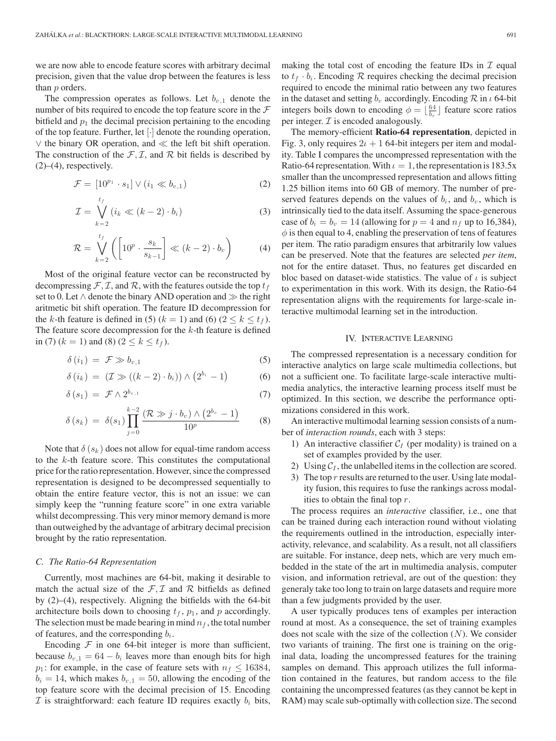we are now able to encode feature scores with arbitrary decimal precision, given that the value drop between the features is less than $p$ orders.

The compression operates as follows. Let $b_{v,1}$ denote the number of bits required to encode the top feature score in the $\mathcal{F}$ bitfield and $p_1$ the decimal precision pertaining to the encoding of the top feature. Further, let $[\cdot]$ denote the rounding operation, $\vee$ the binary OR operation, and $\ll$ the left bit shift operation. The construction of the $\mathcal{F}, \mathcal{I}$, and $\mathcal{R}$ bit fields is described by (2)–(4), respectively.

$$\mathcal{F} = [10^{p_1} \cdot s_1] \vee (i_1 \ll b_{v,1}) \tag{2}$$

$$\mathcal{I} = \bigvee_{k=2}^{t_f} (i_k \ll (k-2) \cdot b_i) \tag{3}$$

$$\mathcal{R} = \bigvee_{k=2}^{t_f} \left( \left[ 10^p \cdot \frac{s_k}{s_{k-1}} \right] \ll (k-2) \cdot b_v \right) \tag{4}$$

Most of the original feature vector can be reconstructed by decompressing $\mathcal{F}, \mathcal{I}$, and $\mathcal{R}$, with the features outside the top $t_f$ set to 0. Let $\wedge$ denote the binary AND operation and $\gg$ the right aritmetic bit shift operation. The feature ID decompression for the $k$-th feature is defined in (5) ($k = 1$) and (6) ($2 \leq k \leq t_f$). The feature score decompression for the $k$-th feature is defined in (7) ($k = 1$) and (8) ($2 \leq k \leq t_f$).

$$\delta(i_1) = \mathcal{F} \gg b_{v,1} \tag{5}$$

$$\delta(i_k) = (\mathcal{I} \gg ((k-2) \cdot b_i)) \wedge (2^{b_i} - 1) \tag{6}$$

$$\delta(s_1) = \mathcal{F} \wedge 2^{b_{v,1}} \tag{7}$$

$$\delta(s_k) = \delta(s_1) \prod_{j=0}^{k-2} \frac{(\mathcal{R} \gg j \cdot b_v) \wedge (2^{b_v} - 1)}{10^p} \tag{8}$$

Note that $\delta(s_k)$ does not allow for equal-time random access to the $k$-th feature score. This constitutes the computational price for the ratio representation. However, since the compressed representation is designed to be decompressed sequentially to obtain the entire feature vector, this is not an issue: we can simply keep the "running feature score" in one extra variable whilst decompressing. This very minor memory demand is more than outweighed by the advantage of arbitrary decimal precision brought by the ratio representation.

### C. The Ratio-64 Representation

Currently, most machines are 64-bit, making it desirable to match the actual size of the $\mathcal{F}, \mathcal{I}$ and $\mathcal{R}$ bitfields as defined by (2)–(4), respectively. Aligning the bitfields with the 64-bit architecture boils down to choosing $t_f$, $p_1$, and $p$ accordingly. The selection must be made bearing in mind $n_f$, the total number of features, and the corresponding $b_i$.

Encoding $\mathcal{F}$ in one 64-bit integer is more than sufficient, because $b_{v,1} = 64 - b_i$ leaves more than enough bits for high $p_1$: for example, in the case of feature sets with $n_f \leq 16384$, $b_i = 14$, which makes $b_{v,1} = 50$, allowing the encoding of the top feature score with the decimal precision of 15. Encoding $\mathcal{I}$ is straightforward: each feature ID requires exactly $b_i$ bits, making the total cost of encoding the feature IDs in $\mathcal{I}$ equal to $t_f \cdot b_i$. Encoding $\mathcal{R}$ requires checking the decimal precision required to encode the minimal ratio between any two features in the dataset and setting $b_v$ accordingly. Encoding $\mathcal{R}$ in $\iota$ 64-bit integers boils down to encoding $\phi = \lfloor \frac{64}{b_v} \rfloor$ feature score ratios per integer. $\mathcal{I}$ is encoded analogously.

The memory-efficient **Ratio-64 representation**, depicted in Fig. 3, only requires $2\iota + 1$ 64-bit integers per item and modality. Table I compares the uncompressed representation with the Ratio-64 representation. With $\iota = 1$, the representation is 183.5x smaller than the uncompressed representation and allows fitting 1.25 billion items into 60 GB of memory. The number of preserved features depends on the values of $b_i$, and $b_v$, which is intrinsically tied to the data itself. Assuming the space-generous case of $b_i = b_v = 14$ (allowing for $p = 4$ and $n_f$ up to 16,384), $\phi$ is then equal to 4, enabling the preservation of tens of features per item. The ratio paradigm ensures that arbitrarily low values can be preserved. Note that the features are selected *per item*, not for the entire dataset. Thus, no features get discarded en bloc based on dataset-wide statistics. The value of $\iota$ is subject to experimentation in this work. With its design, the Ratio-64 representation aligns with the requirements for large-scale interactive multimodal learning set in the introduction.

## IV. Interactive Learning

The compressed representation is a necessary condition for interactive analytics on large scale multimedia collections, but not a sufficient one. To facilitate large-scale interactive multimedia analytics, the interactive learning process itself must be optimized. In this section, we describe the performance optimizations considered in this work.

An interactive multimodal learning session consists of a number of *interaction rounds*, each with 3 steps:

1) An interactive classifier $\mathcal{C}_I$ (per modality) is trained on a set of examples provided by the user.
2) Using $\mathcal{C}_I$, the unlabelled items in the collection are scored.
3) The top $r$ results are returned to the user. Using late modality fusion, this requires to fuse the rankings across modalities to obtain the final top $r$.

The process requires an *interactive* classifier, i.e., one that can be trained during each interaction round without violating the requirements outlined in the introduction, especially interactivity, relevance, and scalability. As a result, not all classifiers are suitable. For instance, deep nets, which are very much embedded in the state of the art in multimedia analysis, computer vision, and information retrieval, are out of the question: they generaly take too long to train on large datasets and require more than a few judgments provided by the user.

A user typically produces tens of examples per interaction round at most. As a consequence, the set of training examples does not scale with the size of the collection ($N$). We consider two variants of training. The first one is training on the original data, loading the uncompressed features for the training samples on demand. This approach utilizes the full information contained in the features, but random access to the file containing the uncompressed features (as they cannot be kept in RAM) may scale sub-optimally with collection size. The second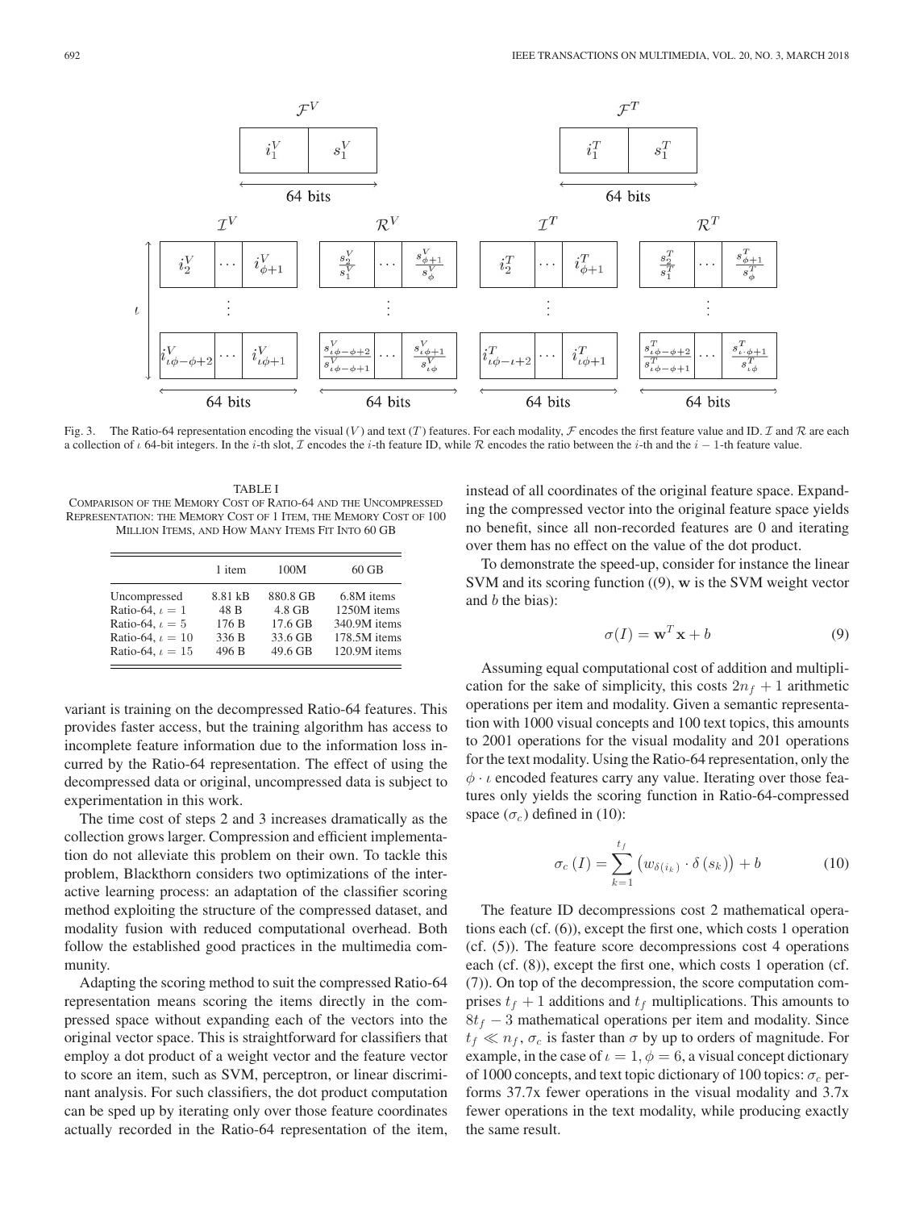$\mathcal{F}^V$

$i_1^V$ | $s_1^V$

64 bits

$\mathcal{F}^T$

$i_1^T$ | $s_1^T$

64 bits

$\mathcal{I}^V$ $\mathcal{R}^V$ $\mathcal{I}^T$ $\mathcal{R}^T$

$\iota$

$i_2^V$ ... $i_{\phi+1}^V$ | $\frac{s_2^V}{s_1^V}$ ... $\frac{s_{\phi+1}^V}{s_\phi^V}$ | $i_2^T$ ... $i_{\phi+1}^T$ | $\frac{s_2^T}{s_1^T}$ ... $\frac{s_{\phi+1}^T}{s_\phi^T}$

$i_{\iota\phi-\phi+2}^V$ ... $i_{\iota\phi+1}^V$ | $\frac{s_{\iota\phi-\phi+2}^V}{s_{\iota\phi-\phi+1}^V}$ ... $\frac{s_{\iota\phi+1}^V}{s_{\iota\phi}^V}$ | $i_{\iota\phi-\iota+2}^T$ ... $i_{\iota\phi+1}^T$ | $\frac{s_{\iota\phi-\phi+2}^T}{s_{\iota\phi-\phi+1}^T}$ ... $\frac{s_{\iota\cdot\phi+1}^T}{s_{\iota\phi}^T}$

64 bits 64 bits 64 bits 64 bits

Fig. 3. The Ratio-64 representation encoding the visual ($V$) and text ($T$) features. For each modality, $\mathcal{F}$ encodes the first feature value and ID. $\mathcal{I}$ and $\mathcal{R}$ are each a collection of $\iota$ 64-bit integers. In the $i$-th slot, $\mathcal{I}$ encodes the $i$-th feature ID, while $\mathcal{R}$ encodes the ratio between the $i$-th and the $i-1$-th feature value.

TABLE I
COMPARISON OF THE MEMORY COST OF RATIO-64 AND THE UNCOMPRESSED REPRESENTATION: THE MEMORY COST OF 1 ITEM, THE MEMORY COST OF 100 MILLION ITEMS, AND HOW MANY ITEMS FIT INTO 60 GB

| | 1 item | 100M | 60 GB |
|---|---|---|---|
| Uncompressed | 8.81 kB | 880.8 GB | 6.8M items |
| Ratio-64, $\iota = 1$ | 48 B | 4.8 GB | 1250M items |
| Ratio-64, $\iota = 5$ | 176 B | 17.6 GB | 340.9M items |
| Ratio-64, $\iota = 10$ | 336 B | 33.6 GB | 178.5M items |
| Ratio-64, $\iota = 15$ | 496 B | 49.6 GB | 120.9M items |

variant is training on the decompressed Ratio-64 features. This provides faster access, but the training algorithm has access to incomplete feature information due to the information loss incurred by the Ratio-64 representation. The effect of using the decompressed data or original, uncompressed data is subject to experimentation in this work.

The time cost of steps 2 and 3 increases dramatically as the collection grows larger. Compression and efficient implementation do not alleviate this problem on their own. To tackle this problem, Blackthorn considers two optimizations of the interactive learning process: an adaptation of the classifier scoring method exploiting the structure of the compressed dataset, and modality fusion with reduced computational overhead. Both follow the established good practices in the multimedia community.

Adapting the scoring method to suit the compressed Ratio-64 representation means scoring the items directly in the compressed space without expanding each of the vectors into the original vector space. This is straightforward for classifiers that employ a dot product of a weight vector and the feature vector to score an item, such as SVM, perceptron, or linear discriminant analysis. For such classifiers, the dot product computation can be sped up by iterating only over those feature coordinates actually recorded in the Ratio-64 representation of the item, instead of all coordinates of the original feature space. Expanding the compressed vector into the original feature space yields no benefit, since all non-recorded features are 0 and iterating over them has no effect on the value of the dot product.

To demonstrate the speed-up, consider for instance the linear SVM and its scoring function ((9), $\mathbf{w}$ is the SVM weight vector and $b$ the bias):

$$\sigma(I) = \mathbf{w}^T\mathbf{x} + b \tag{9}$$

Assuming equal computational cost of addition and multiplication for the sake of simplicity, this costs $2n_f + 1$ arithmetic operations per item and modality. Given a semantic representation with 1000 visual concepts and 100 text topics, this amounts to 2001 operations for the visual modality and 201 operations for the text modality. Using the Ratio-64 representation, only the $\phi \cdot \iota$ encoded features carry any value. Iterating over those features only yields the scoring function in Ratio-64-compressed space ($\sigma_c$) defined in (10):

$$\sigma_c(I) = \sum_{k=1}^{t_f} \left(w_{\delta(i_k)} \cdot \delta(s_k)\right) + b \tag{10}$$

The feature ID decompressions cost 2 mathematical operations each (cf. (6)), except the first one, which costs 1 operation (cf. (5)). The feature score decompressions cost 4 operations each (cf. (8)), except the first one, which costs 1 operation (cf. (7)). On top of the decompression, the score computation comprises $t_f + 1$ additions and $t_f$ multiplications. This amounts to $8t_f - 3$ mathematical operations per item and modality. Since $t_f \ll n_f$, $\sigma_c$ is faster than $\sigma$ by up to orders of magnitude. For example, in the case of $\iota = 1, \phi = 6$, a visual concept dictionary of 1000 concepts, and text topic dictionary of 100 topics: $\sigma_c$ performs 37.7x fewer operations in the visual modality and 3.7x fewer operations in the text modality, while producing exactly the same result.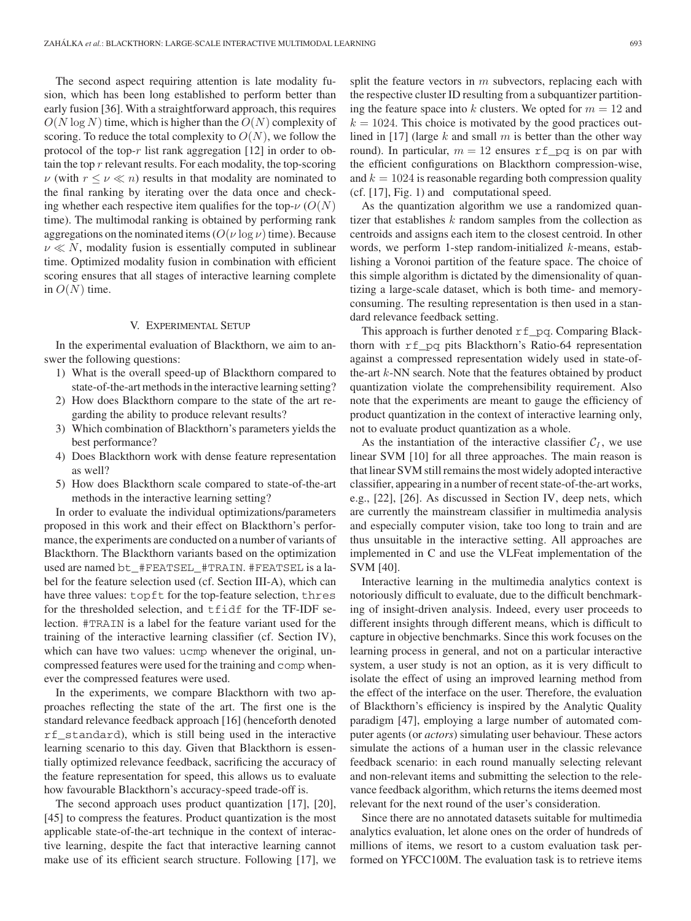The second aspect requiring attention is late modality fusion, which has been long established to perform better than early fusion [36]. With a straightforward approach, this requires $O(N \log N)$ time, which is higher than the $O(N)$ complexity of scoring. To reduce the total complexity to $O(N)$, we follow the protocol of the top-$r$ list rank aggregation [12] in order to obtain the top $r$ relevant results. For each modality, the top-scoring $\nu$ (with $r \leq \nu \ll n$) results in that modality are nominated to the final ranking by iterating over the data once and checking whether each respective item qualifies for the top-$\nu$ ($O(N)$ time). The multimodal ranking is obtained by performing rank aggregations on the nominated items ($O(\nu \log \nu)$ time). Because $\nu \ll N$, modality fusion is essentially computed in sublinear time. Optimized modality fusion in combination with efficient scoring ensures that all stages of interactive learning complete in $O(N)$ time.

## V. Experimental Setup

In the experimental evaluation of Blackthorn, we aim to answer the following questions:

1) What is the overall speed-up of Blackthorn compared to state-of-the-art methods in the interactive learning setting?
2) How does Blackthorn compare to the state of the art regarding the ability to produce relevant results?
3) Which combination of Blackthorn's parameters yields the best performance?
4) Does Blackthorn work with dense feature representation as well?
5) How does Blackthorn scale compared to state-of-the-art methods in the interactive learning setting?

In order to evaluate the individual optimizations/parameters proposed in this work and their effect on Blackthorn's performance, the experiments are conducted on a number of variants of Blackthorn. The Blackthorn variants based on the optimization used are named `bt_#FEATSEL_#TRAIN`. `#FEATSEL` is a label for the feature selection used (cf. Section III-A), which can have three values: `topft` for the top-feature selection, `thres` for the thresholded selection, and `tfidf` for the TF-IDF selection. `#TRAIN` is a label for the feature variant used for the training of the interactive learning classifier (cf. Section IV), which can have two values: `ucmp` whenever the original, uncompressed features were used for the training and `comp` whenever the compressed features were used.

In the experiments, we compare Blackthorn with two approaches reflecting the state of the art. The first one is the standard relevance feedback approach [16] (henceforth denoted `rf_standard`), which is still being used in the interactive learning scenario to this day. Given that Blackthorn is essentially optimized relevance feedback, sacrificing the accuracy of the feature representation for speed, this allows us to evaluate how favourable Blackthorn's accuracy-speed trade-off is.

The second approach uses product quantization [17], [20], [45] to compress the features. Product quantization is the most applicable state-of-the-art technique in the context of interactive learning, despite the fact that interactive learning cannot make use of its efficient search structure. Following [17], we split the feature vectors in $m$ subvectors, replacing each with the respective cluster ID resulting from a subquantizer partitioning the feature space into $k$ clusters. We opted for $m = 12$ and $k = 1024$. This choice is motivated by the good practices outlined in [17] (large $k$ and small $m$ is better than the other way round). In particular, $m = 12$ ensures `rf_pq` is on par with the efficient configurations on Blackthorn compression-wise, and $k = 1024$ is reasonable regarding both compression quality (cf. [17], Fig. 1) and computational speed.

As the quantization algorithm we use a randomized quantizer that establishes $k$ random samples from the collection as centroids and assigns each item to the closest centroid. In other words, we perform 1-step random-initialized $k$-means, establishing a Voronoi partition of the feature space. The choice of this simple algorithm is dictated by the dimensionality of quantizing a large-scale dataset, which is both time- and memory-consuming. The resulting representation is then used in a standard relevance feedback setting.

This approach is further denoted `rf_pq`. Comparing Blackthorn with `rf_pq` pits Blackthorn's Ratio-64 representation against a compressed representation widely used in state-of-the-art $k$-NN search. Note that the features obtained by product quantization violate the comprehensibility requirement. Also note that the experiments are meant to gauge the efficiency of product quantization in the context of interactive learning only, not to evaluate product quantization as a whole.

As the instantiation of the interactive classifier $\mathcal{C}_I$, we use linear SVM [10] for all three approaches. The main reason is that linear SVM still remains the most widely adopted interactive classifier, appearing in a number of recent state-of-the-art works, e.g., [22], [26]. As discussed in Section IV, deep nets, which are currently the mainstream classifier in multimedia analysis and especially computer vision, take too long to train and are thus unsuitable in the interactive setting. All approaches are implemented in C and use the VLFeat implementation of the SVM [40].

Interactive learning in the multimedia analytics context is notoriously difficult to evaluate, due to the difficult benchmarking of insight-driven analysis. Indeed, every user proceeds to different insights through different means, which is difficult to capture in objective benchmarks. Since this work focuses on the learning process in general, and not on a particular interactive system, a user study is not an option, as it is very difficult to isolate the effect of using an improved learning method from the effect of the interface on the user. Therefore, the evaluation of Blackthorn's efficiency is inspired by the Analytic Quality paradigm [47], employing a large number of automated computer agents (or *actors*) simulating user behaviour. These actors simulate the actions of a human user in the classic relevance feedback scenario: in each round manually selecting relevant and non-relevant items and submitting the selection to the relevance feedback algorithm, which returns the items deemed most relevant for the next round of the user's consideration.

Since there are no annotated datasets suitable for multimedia analytics evaluation, let alone ones on the order of hundreds of millions of items, we resort to a custom evaluation task performed on YFCC100M. The evaluation task is to retrieve items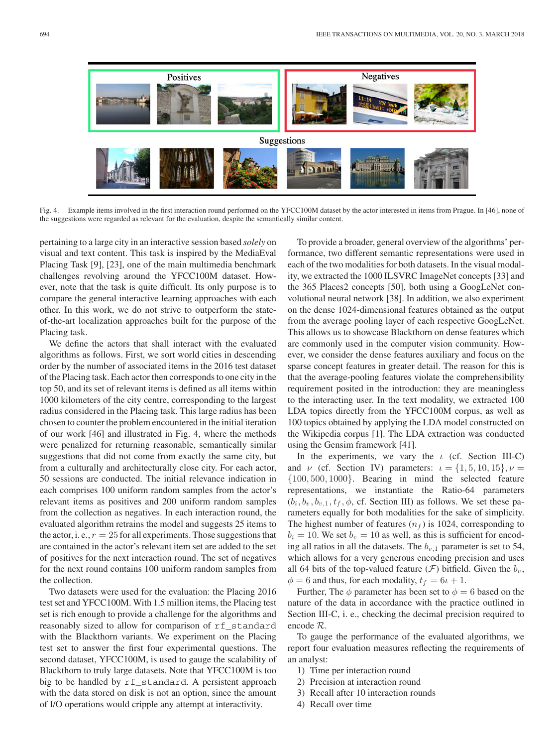Positives

Negatives

Suggestions

Fig. 4. Example items involved in the first interaction round performed on the YFCC100M dataset by the actor interested in items from Prague. In [46], none of the suggestions were regarded as relevant for the evaluation, despite the semantically similar content.

pertaining to a large city in an interactive session based *solely* on visual and text content. This task is inspired by the MediaEval Placing Task [9], [23], one of the main multimedia benchmark challenges revolving around the YFCC100M dataset. However, note that the task is quite difficult. Its only purpose is to compare the general interactive learning approaches with each other. In this work, we do not strive to outperform the state-of-the-art localization approaches built for the purpose of the Placing task.

We define the actors that shall interact with the evaluated algorithms as follows. First, we sort world cities in descending order by the number of associated items in the 2016 test dataset of the Placing task. Each actor then corresponds to one city in the top 50, and its set of relevant items is defined as all items within 1000 kilometers of the city centre, corresponding to the largest radius considered in the Placing task. This large radius has been chosen to counter the problem encountered in the initial iteration of our work [46] and illustrated in Fig. 4, where the methods were penalized for returning reasonable, semantically similar suggestions that did not come from exactly the same city, but from a culturally and architecturally close city. For each actor, 50 sessions are conducted. The initial relevance indication in each comprises 100 uniform random samples from the actor's relevant items as positives and 200 uniform random samples from the collection as negatives. In each interaction round, the evaluated algorithm retrains the model and suggests 25 items to the actor, i. e., $r = 25$ for all experiments. Those suggestions that are contained in the actor's relevant item set are added to the set of positives for the next interaction round. The set of negatives for the next round contains 100 uniform random samples from the collection.

Two datasets were used for the evaluation: the Placing 2016 test set and YFCC100M. With 1.5 million items, the Placing test set is rich enough to provide a challenge for the algorithms and reasonably sized to allow for comparison of `rf_standard` with the Blackthorn variants. We experiment on the Placing test set to answer the first four experimental questions. The second dataset, YFCC100M, is used to gauge the scalability of Blackthorn to truly large datasets. Note that YFCC100M is too big to be handled by `rf_standard`. A persistent approach with the data stored on disk is not an option, since the amount of I/O operations would cripple any attempt at interactivity.

To provide a broader, general overview of the algorithms' performance, two different semantic representations were used in each of the two modalities for both datasets. In the visual modality, we extracted the 1000 ILSVRC ImageNet concepts [33] and the 365 Places2 concepts [50], both using a GoogLeNet convolutional neural network [38]. In addition, we also experiment on the dense 1024-dimensional features obtained as the output from the average pooling layer of each respective GoogLeNet. This allows us to showcase Blackthorn on dense features which are commonly used in the computer vision community. However, we consider the dense features auxiliary and focus on the sparse concept features in greater detail. The reason for this is that the average-pooling features violate the comprehensibility requirement posited in the introduction: they are meaningless to the interacting user. In the text modality, we extracted 100 LDA topics directly from the YFCC100M corpus, as well as 100 topics obtained by applying the LDA model constructed on the Wikipedia corpus [1]. The LDA extraction was conducted using the Gensim framework [41].

In the experiments, we vary the $\iota$ (cf. Section III-C) and $\nu$ (cf. Section IV) parameters: $\iota = \{1, 5, 10, 15\}, \nu = \{100, 500, 1000\}$. Bearing in mind the selected feature representations, we instantiate the Ratio-64 parameters ($b_i, b_v, b_{v,1}, t_f, \phi$, cf. Section III) as follows. We set these parameters equally for both modalities for the sake of simplicity. The highest number of features ($n_f$) is 1024, corresponding to $b_i = 10$. We set $b_v = 10$ as well, as this is sufficient for encoding all ratios in all the datasets. The $b_{v,1}$ parameter is set to 54, which allows for a very generous encoding precision and uses all 64 bits of the top-valued feature ($\mathcal{F}$) bitfield. Given the $b_v$, $\phi = 6$ and thus, for each modality, $t_f = 6\iota + 1$.

Further, The $\phi$ parameter has been set to $\phi = 6$ based on the nature of the data in accordance with the practice outlined in Section III-C, i. e., checking the decimal precision required to encode $\mathcal{R}$.

To gauge the performance of the evaluated algorithms, we report four evaluation measures reflecting the requirements of an analyst:

1) Time per interaction round
2) Precision at interaction round
3) Recall after 10 interaction rounds
4) Recall over time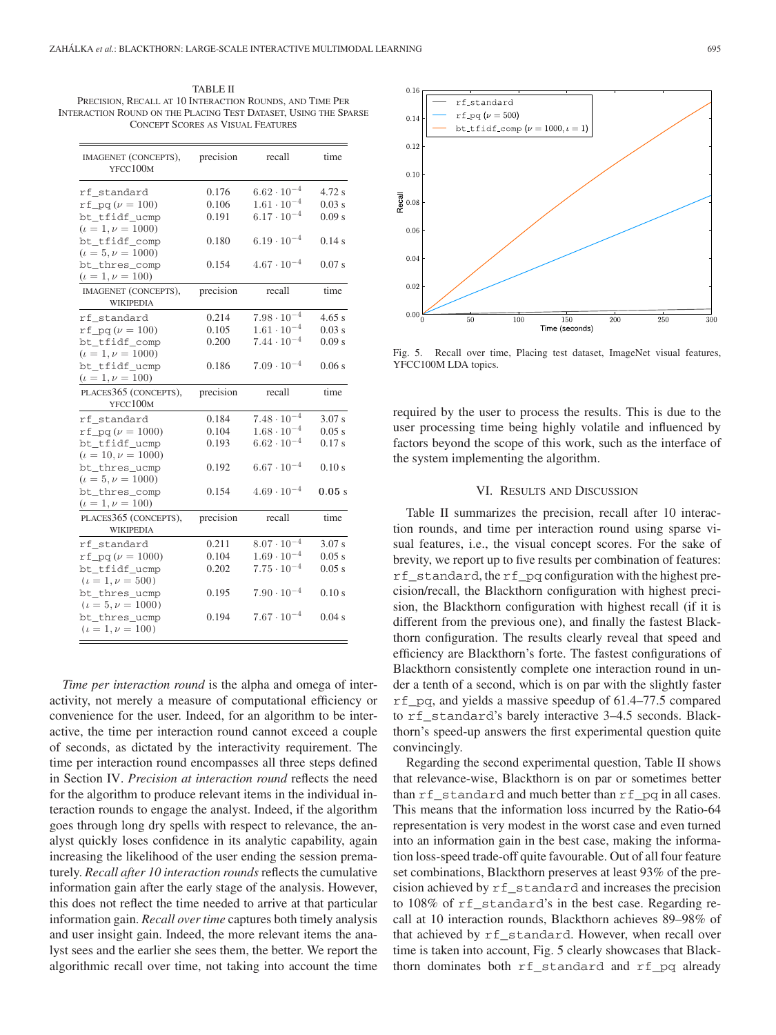TABLE II
PRECISION, RECALL AT 10 INTERACTION ROUNDS, AND TIME PER INTERACTION ROUND ON THE PLACING TEST DATASET, USING THE SPARSE CONCEPT SCORES AS VISUAL FEATURES

| IMAGENET (CONCEPTS), YFCC100M | precision | recall | time |
|---|---|---|---|
| rf_standard | 0.176 | $6.62 \cdot 10^{-4}$ | 4.72 s |
| rf_pq ($\nu = 100$) | 0.106 | $1.61 \cdot 10^{-4}$ | 0.03 s |
| bt_tfidf_ucmp ($\iota = 1, \nu = 1000$) | 0.191 | $6.17 \cdot 10^{-4}$ | 0.09 s |
| bt_tfidf_comp ($\iota = 5, \nu = 1000$) | 0.180 | $6.19 \cdot 10^{-4}$ | 0.14 s |
| bt_thres_comp ($\iota = 1, \nu = 100$) | 0.154 | $4.67 \cdot 10^{-4}$ | 0.07 s |
| **IMAGENET (CONCEPTS), WIKIPEDIA** | **precision** | **recall** | **time** |
| rf_standard | 0.214 | $7.98 \cdot 10^{-4}$ | 4.65 s |
| rf_pq ($\nu = 100$) | 0.105 | $1.61 \cdot 10^{-4}$ | 0.03 s |
| bt_tfidf_comp ($\iota = 1, \nu = 1000$) | 0.200 | $7.44 \cdot 10^{-4}$ | 0.09 s |
| bt_tfidf_ucmp ($\iota = 1, \nu = 100$) | 0.186 | $7.09 \cdot 10^{-4}$ | 0.06 s |
| **PLACES365 (CONCEPTS), YFCC100M** | **precision** | **recall** | **time** |
| rf_standard | 0.184 | $7.48 \cdot 10^{-4}$ | 3.07 s |
| rf_pq ($\nu = 1000$) | 0.104 | $1.68 \cdot 10^{-4}$ | 0.05 s |
| bt_tfidf_ucmp ($\iota = 10, \nu = 1000$) | 0.193 | $6.62 \cdot 10^{-4}$ | 0.17 s |
| bt_thres_ucmp ($\iota = 5, \nu = 1000$) | 0.192 | $6.67 \cdot 10^{-4}$ | 0.10 s |
| bt_thres_comp ($\iota = 1, \nu = 100$) | 0.154 | $4.69 \cdot 10^{-4}$ | **0.05** s |
| **PLACES365 (CONCEPTS), WIKIPEDIA** | **precision** | **recall** | **time** |
| rf_standard | 0.211 | $8.07 \cdot 10^{-4}$ | 3.07 s |
| rf_pq ($\nu = 1000$) | 0.104 | $1.69 \cdot 10^{-4}$ | 0.05 s |
| bt_tfidf_ucmp ($\iota = 1, \nu = 500$) | 0.202 | $7.75 \cdot 10^{-4}$ | 0.05 s |
| bt_thres_ucmp ($\iota = 5, \nu = 1000$) | 0.195 | $7.90 \cdot 10^{-4}$ | 0.10 s |
| bt_thres_ucmp ($\iota = 1, \nu = 100$) | 0.194 | $7.67 \cdot 10^{-4}$ | 0.04 s |

*Time per interaction round* is the alpha and omega of interactivity, not merely a measure of computational efficiency or convenience for the user. Indeed, for an algorithm to be interactive, the time per interaction round cannot exceed a couple of seconds, as dictated by the interactivity requirement. The time per interaction round encompasses all three steps defined in Section IV. *Precision at interaction round* reflects the need for the algorithm to produce relevant items in the individual interaction rounds to engage the analyst. Indeed, if the algorithm goes through long dry spells with respect to relevance, the analyst quickly loses confidence in its analytic capability, again increasing the likelihood of the user ending the session prematurely. *Recall after 10 interaction rounds* reflects the cumulative information gain after the early stage of the analysis. However, this does not reflect the time needed to arrive at that particular information gain. *Recall over time* captures both timely analysis and user insight gain. Indeed, the more relevant items the analyst sees and the earlier she sees them, the better. We report the algorithmic recall over time, not taking into account the time required by the user to process the results. This is due to the user processing time being highly volatile and influenced by factors beyond the scope of this work, such as the interface of the system implementing the algorithm.

0.16
0.14
0.12
0.10
0.08
0.06
0.04
0.02
0.00
Recall
0 50 100 150 200 250 300
Time (seconds)
rf_standard
rf_pq ($\nu = 500$)
bt_tfidf_comp ($\nu = 1000, \iota = 1$)

Fig. 5. Recall over time, Placing test dataset, ImageNet visual features, YFCC100M LDA topics.

## VI. RESULTS AND DISCUSSION

Table II summarizes the precision, recall after 10 interaction rounds, and time per interaction round using sparse visual features, i.e., the visual concept scores. For the sake of brevity, we report up to five results per combination of features: rf_standard, the rf_pq configuration with the highest precision/recall, the Blackthorn configuration with highest precision, the Blackthorn configuration with highest recall (if it is different from the previous one), and finally the fastest Blackthorn configuration. The results clearly reveal that speed and efficiency are Blackthorn's forte. The fastest configurations of Blackthorn consistently complete one interaction round in under a tenth of a second, which is on par with the slightly faster rf_pq, and yields a massive speedup of 61.4–77.5 compared to rf_standard's barely interactive 3–4.5 seconds. Blackthorn's speed-up answers the first experimental question quite convincingly.

Regarding the second experimental question, Table II shows that relevance-wise, Blackthorn is on par or sometimes better than rf_standard and much better than rf_pq in all cases. This means that the information loss incurred by the Ratio-64 representation is very modest in the worst case and even turned into an information gain in the best case, making the information loss-speed trade-off quite favourable. Out of all four feature set combinations, Blackthorn preserves at least 93% of the precision achieved by rf_standard and increases the precision to 108% of rf_standard's in the best case. Regarding recall at 10 interaction rounds, Blackthorn achieves 89–98% of that achieved by rf_standard. However, when recall over time is taken into account, Fig. 5 clearly showcases that Blackthorn dominates both rf_standard and rf_pq already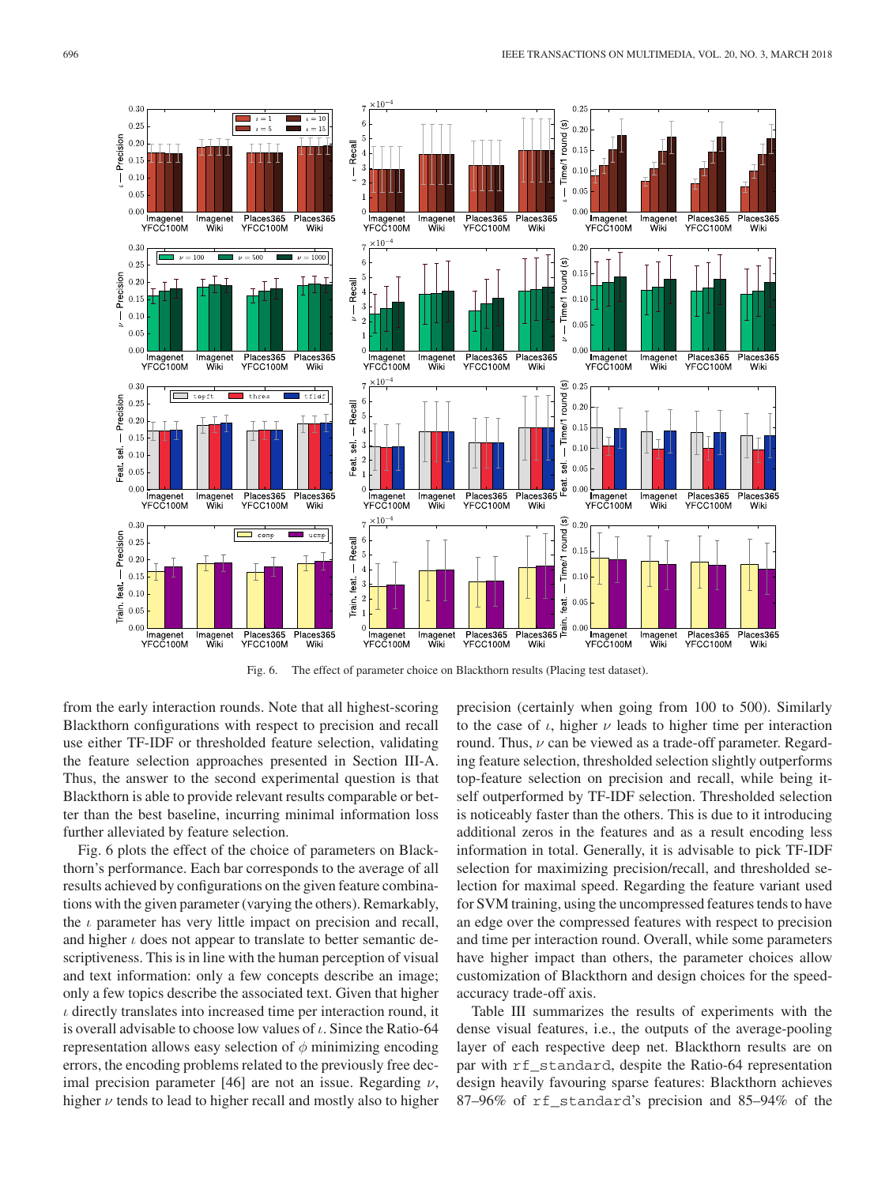$\iota$ — Precision

$\iota = 1$ $\iota = 5$ $\iota = 10$ $\iota = 15$

0.30 0.25 0.20 0.15 0.10 0.05 0.00

Imagenet YFCC100M Imagenet Wiki Places365 YFCC100M Places365 Wiki

$\iota$ — Recall

$\times 10^{-4}$

7 6 5 4 3 2 1 0

$\iota$ — Time/1 round (s)

0.25 0.20 0.15 0.10 0.05 0.00

$\nu$ — Precision

$\nu = 100$ $\nu = 500$ $\nu = 1000$

$\nu$ — Recall

$\nu$ — Time/1 round (s)

0.20 0.15 0.10 0.05 0.00

Feat. sel. — Precision

topft thres tfidf

Feat. sel. — Recall

Feat. sel. — Time/1 round (s)

Train. feat. — Precision

comp ucmp

Train. feat. — Recall

Train. feat. — Time/1 round (s)

Fig. 6. The effect of parameter choice on Blackthorn results (Placing test dataset).

from the early interaction rounds. Note that all highest-scoring Blackthorn configurations with respect to precision and recall use either TF-IDF or thresholded feature selection, validating the feature selection approaches presented in Section III-A. Thus, the answer to the second experimental question is that Blackthorn is able to provide relevant results comparable or better than the best baseline, incurring minimal information loss further alleviated by feature selection.

Fig. 6 plots the effect of the choice of parameters on Blackthorn's performance. Each bar corresponds to the average of all results achieved by configurations on the given feature combinations with the given parameter (varying the others). Remarkably, the $\iota$ parameter has very little impact on precision and recall, and higher $\iota$ does not appear to translate to better semantic descriptiveness. This is in line with the human perception of visual and text information: only a few concepts describe an image; only a few topics describe the associated text. Given that higher $\iota$ directly translates into increased time per interaction round, it is overall advisable to choose low values of $\iota$. Since the Ratio-64 representation allows easy selection of $\phi$ minimizing encoding errors, the encoding problems related to the previously free decimal precision parameter [46] are not an issue. Regarding $\nu$, higher $\nu$ tends to lead to higher recall and mostly also to higher precision (certainly when going from 100 to 500). Similarly to the case of $\iota$, higher $\nu$ leads to higher time per interaction round. Thus, $\nu$ can be viewed as a trade-off parameter. Regarding feature selection, thresholded selection slightly outperforms top-feature selection on precision and recall, while being itself outperformed by TF-IDF selection. Thresholded selection is noticeably faster than the others. This is due to it introducing additional zeros in the features and as a result encoding less information in total. Generally, it is advisable to pick TF-IDF selection for maximizing precision/recall, and thresholded selection for maximal speed. Regarding the feature variant used for SVM training, using the uncompressed features tends to have an edge over the compressed features with respect to precision and time per interaction round. Overall, while some parameters have higher impact than others, the parameter choices allow customization of Blackthorn and design choices for the speed-accuracy trade-off axis.

Table III summarizes the results of experiments with the dense visual features, i.e., the outputs of the average-pooling layer of each respective deep net. Blackthorn results are on par with `rf_standard`, despite the Ratio-64 representation design heavily favouring sparse features: Blackthorn achieves 87–96% of `rf_standard`'s precision and 85–94% of the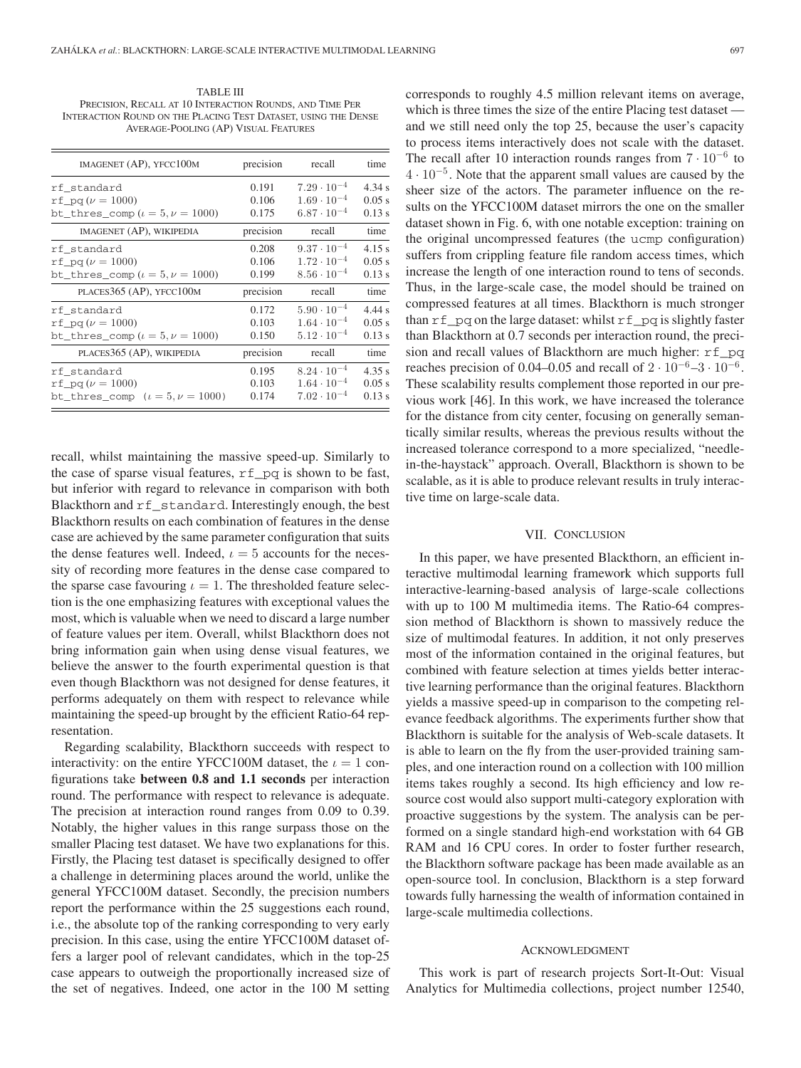TABLE III
PRECISION, RECALL AT 10 INTERACTION ROUNDS, AND TIME PER INTERACTION ROUND ON THE PLACING TEST DATASET, USING THE DENSE AVERAGE-POOLING (AP) VISUAL FEATURES

| IMAGENET (AP), YFCC100M | precision | recall | time |
|---|---|---|---|
| rf_standard | 0.191 | $7.29 \cdot 10^{-4}$ | 4.34 s |
| rf_pq ($\nu = 1000$) | 0.106 | $1.69 \cdot 10^{-4}$ | 0.05 s |
| bt_thres_comp ($\iota = 5, \nu = 1000$) | 0.175 | $6.87 \cdot 10^{-4}$ | 0.13 s |
| IMAGENET (AP), WIKIPEDIA | precision | recall | time |
| rf_standard | 0.208 | $9.37 \cdot 10^{-4}$ | 4.15 s |
| rf_pq ($\nu = 1000$) | 0.106 | $1.72 \cdot 10^{-4}$ | 0.05 s |
| bt_thres_comp ($\iota = 5, \nu = 1000$) | 0.199 | $8.56 \cdot 10^{-4}$ | 0.13 s |
| PLACES365 (AP), YFCC100M | precision | recall | time |
| rf_standard | 0.172 | $5.90 \cdot 10^{-4}$ | 4.44 s |
| rf_pq ($\nu = 1000$) | 0.103 | $1.64 \cdot 10^{-4}$ | 0.05 s |
| bt_thres_comp ($\iota = 5, \nu = 1000$) | 0.150 | $5.12 \cdot 10^{-4}$ | 0.13 s |
| PLACES365 (AP), WIKIPEDIA | precision | recall | time |
| rf_standard | 0.195 | $8.24 \cdot 10^{-4}$ | 4.35 s |
| rf_pq ($\nu = 1000$) | 0.103 | $1.64 \cdot 10^{-4}$ | 0.05 s |
| bt_thres_comp ($\iota = 5, \nu = 1000$) | 0.174 | $7.02 \cdot 10^{-4}$ | 0.13 s |

recall, whilst maintaining the massive speed-up. Similarly to the case of sparse visual features, rf_pq is shown to be fast, but inferior with regard to relevance in comparison with both Blackthorn and rf_standard. Interestingly enough, the best Blackthorn results on each combination of features in the dense case are achieved by the same parameter configuration that suits the dense features well. Indeed, $\iota = 5$ accounts for the necessity of recording more features in the dense case compared to the sparse case favouring $\iota = 1$. The thresholded feature selection is the one emphasizing features with exceptional values the most, which is valuable when we need to discard a large number of feature values per item. Overall, whilst Blackthorn does not bring information gain when using dense visual features, we believe the answer to the fourth experimental question is that even though Blackthorn was not designed for dense features, it performs adequately on them with respect to relevance while maintaining the speed-up brought by the efficient Ratio-64 representation.

Regarding scalability, Blackthorn succeeds with respect to interactivity: on the entire YFCC100M dataset, the $\iota = 1$ configurations take **between 0.8 and 1.1 seconds** per interaction round. The performance with respect to relevance is adequate. The precision at interaction round ranges from 0.09 to 0.39. Notably, the higher values in this range surpass those on the smaller Placing test dataset. We have two explanations for this. Firstly, the Placing test dataset is specifically designed to offer a challenge in determining places around the world, unlike the general YFCC100M dataset. Secondly, the precision numbers report the performance within the 25 suggestions each round, i.e., the absolute top of the ranking corresponding to very early precision. In this case, using the entire YFCC100M dataset offers a larger pool of relevant candidates, which in the top-25 case appears to outweigh the proportionally increased size of the set of negatives. Indeed, one actor in the 100 M setting corresponds to roughly 4.5 million relevant items on average, which is three times the size of the entire Placing test dataset — and we still need only the top 25, because the user's capacity to process items interactively does not scale with the dataset. The recall after 10 interaction rounds ranges from $7 \cdot 10^{-6}$ to $4 \cdot 10^{-5}$. Note that the apparent small values are caused by the sheer size of the actors. The parameter influence on the results on the YFCC100M dataset mirrors the one on the smaller dataset shown in Fig. 6, with one notable exception: training on the original uncompressed features (the ucmp configuration) suffers from crippling feature file random access times, which increase the length of one interaction round to tens of seconds. Thus, in the large-scale case, the model should be trained on compressed features at all times. Blackthorn is much stronger than rf_pq on the large dataset: whilst rf_pq is slightly faster than Blackthorn at 0.7 seconds per interaction round, the precision and recall values of Blackthorn are much higher: rf_pq reaches precision of 0.04–0.05 and recall of $2 \cdot 10^{-6}$–$3 \cdot 10^{-6}$. These scalability results complement those reported in our previous work [46]. In this work, we have increased the tolerance for the distance from city center, focusing on generally semantically similar results, whereas the previous results without the increased tolerance correspond to a more specialized, "needle-in-the-haystack" approach. Overall, Blackthorn is shown to be scalable, as it is able to produce relevant results in truly interactive time on large-scale data.

## VII. CONCLUSION

In this paper, we have presented Blackthorn, an efficient interactive multimodal learning framework which supports full interactive-learning-based analysis of large-scale collections with up to 100 M multimedia items. The Ratio-64 compression method of Blackthorn is shown to massively reduce the size of multimodal features. In addition, it not only preserves most of the information contained in the original features, but combined with feature selection at times yields better interactive learning performance than the original features. Blackthorn yields a massive speed-up in comparison to the competing relevance feedback algorithms. The experiments further show that Blackthorn is suitable for the analysis of Web-scale datasets. It is able to learn on the fly from the user-provided training samples, and one interaction round on a collection with 100 million items takes roughly a second. Its high efficiency and low resource cost would also support multi-category exploration with proactive suggestions by the system. The analysis can be performed on a single standard high-end workstation with 64 GB RAM and 16 CPU cores. In order to foster further research, the Blackthorn software package has been made available as an open-source tool. In conclusion, Blackthorn is a step forward towards fully harnessing the wealth of information contained in large-scale multimedia collections.

## ACKNOWLEDGMENT

This work is part of research projects Sort-It-Out: Visual Analytics for Multimedia collections, project number 12540,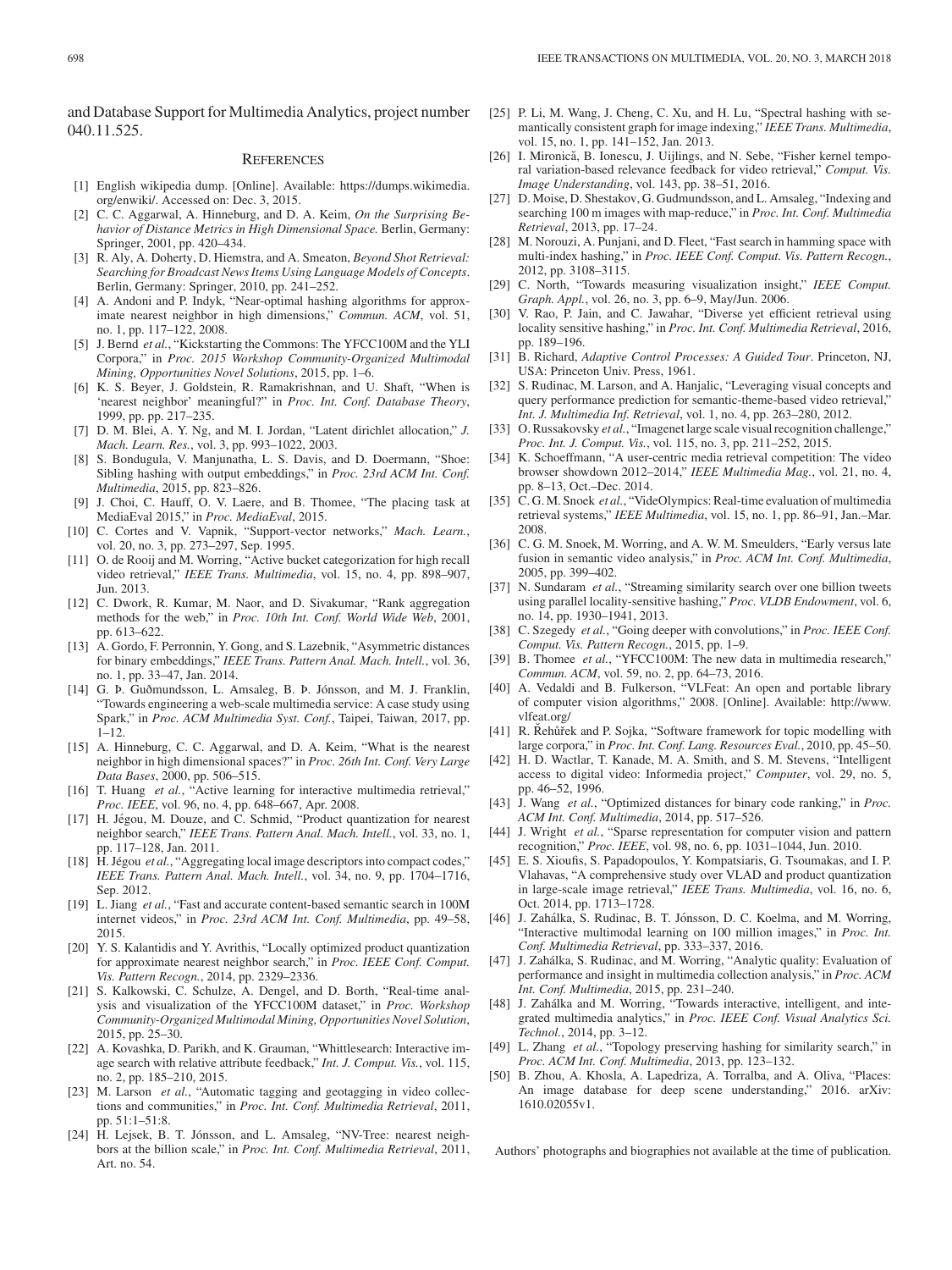and Database Support for Multimedia Analytics, project number 040.11.525.

## References

[1] English wikipedia dump. [Online]. Available: https://dumps.wikimedia.org/enwiki/. Accessed on: Dec. 3, 2015.

[2] C. C. Aggarwal, A. Hinneburg, and D. A. Keim, *On the Surprising Behavior of Distance Metrics in High Dimensional Space.* Berlin, Germany: Springer, 2001, pp. 420–434.

[3] R. Aly, A. Doherty, D. Hiemstra, and A. Smeaton, *Beyond Shot Retrieval: Searching for Broadcast News Items Using Language Models of Concepts*. Berlin, Germany: Springer, 2010, pp. 241–252.

[4] A. Andoni and P. Indyk, "Near-optimal hashing algorithms for approximate nearest neighbor in high dimensions," *Commun. ACM*, vol. 51, no. 1, pp. 117–122, 2008.

[5] J. Bernd *et al.*, "Kickstarting the Commons: The YFCC100M and the YLI Corpora," in *Proc. 2015 Workshop Community-Organized Multimodal Mining, Opportunities Novel Solutions*, 2015, pp. 1–6.

[6] K. S. Beyer, J. Goldstein, R. Ramakrishnan, and U. Shaft, "When is 'nearest neighbor' meaningful?" in *Proc. Int. Conf. Database Theory*, 1999, pp. pp. 217–235.

[7] D. M. Blei, A. Y. Ng, and M. I. Jordan, "Latent dirichlet allocation," *J. Mach. Learn. Res.*, vol. 3, pp. 993–1022, 2003.

[8] S. Bondugula, V. Manjunatha, L. S. Davis, and D. Doermann, "Shoe: Sibling hashing with output embeddings," in *Proc. 23rd ACM Int. Conf. Multimedia*, 2015, pp. 823–826.

[9] J. Choi, C. Hauff, O. V. Laere, and B. Thomee, "The placing task at MediaEval 2015," in *Proc. MediaEval*, 2015.

[10] C. Cortes and V. Vapnik, "Support-vector networks," *Mach. Learn.*, vol. 20, no. 3, pp. 273–297, Sep. 1995.

[11] O. de Rooij and M. Worring, "Active bucket categorization for high recall video retrieval," *IEEE Trans. Multimedia*, vol. 15, no. 4, pp. 898–907, Jun. 2013.

[12] C. Dwork, R. Kumar, M. Naor, and D. Sivakumar, "Rank aggregation methods for the web," in *Proc. 10th Int. Conf. World Wide Web*, 2001, pp. 613–622.

[13] A. Gordo, F. Perronnin, Y. Gong, and S. Lazebnik, "Asymmetric distances for binary embeddings," *IEEE Trans. Pattern Anal. Mach. Intell.*, vol. 36, no. 1, pp. 33–47, Jan. 2014.

[14] G. Þ. Guðmundsson, L. Amsaleg, B. Þ. Jónsson, and M. J. Franklin, "Towards engineering a web-scale multimedia service: A case study using Spark," in *Proc. ACM Multimedia Syst. Conf.*, Taipei, Taiwan, 2017, pp. 1–12.

[15] A. Hinneburg, C. C. Aggarwal, and D. A. Keim, "What is the nearest neighbor in high dimensional spaces?" in *Proc. 26th Int. Conf. Very Large Data Bases*, 2000, pp. 506–515.

[16] T. Huang *et al.*, "Active learning for interactive multimedia retrieval," *Proc. IEEE*, vol. 96, no. 4, pp. 648–667, Apr. 2008.

[17] H. Jégou, M. Douze, and C. Schmid, "Product quantization for nearest neighbor search," *IEEE Trans. Pattern Anal. Mach. Intell.*, vol. 33, no. 1, pp. 117–128, Jan. 2011.

[18] H. Jégou *et al.*, "Aggregating local image descriptors into compact codes," *IEEE Trans. Pattern Anal. Mach. Intell.*, vol. 34, no. 9, pp. 1704–1716, Sep. 2012.

[19] L. Jiang *et al.*, "Fast and accurate content-based semantic search in 100M internet videos," in *Proc. 23rd ACM Int. Conf. Multimedia*, pp. 49–58, 2015.

[20] Y. S. Kalantidis and Y. Avrithis, "Locally optimized product quantization for approximate nearest neighbor search," in *Proc. IEEE Conf. Comput. Vis. Pattern Recogn.*, 2014, pp. 2329–2336.

[21] S. Kalkowski, C. Schulze, A. Dengel, and D. Borth, "Real-time analysis and visualization of the YFCC100M dataset," in *Proc. Workshop Community-Organized Multimodal Mining, Opportunities Novel Solution*, 2015, pp. 25–30.

[22] A. Kovashka, D. Parikh, and K. Grauman, "Whittlesearch: Interactive image search with relative attribute feedback," *Int. J. Comput. Vis.*, vol. 115, no. 2, pp. 185–210, 2015.

[23] M. Larson *et al.*, "Automatic tagging and geotagging in video collections and communities," in *Proc. Int. Conf. Multimedia Retrieval*, 2011, pp. 51:1–51:8.

[24] H. Lejsek, B. T. Jónsson, and L. Amsaleg, "NV-Tree: nearest neighbors at the billion scale," in *Proc. Int. Conf. Multimedia Retrieval*, 2011, Art. no. 54.

[25] P. Li, M. Wang, J. Cheng, C. Xu, and H. Lu, "Spectral hashing with semantically consistent graph for image indexing," *IEEE Trans. Multimedia*, vol. 15, no. 1, pp. 141–152, Jan. 2013.

[26] I. Mironică, B. Ionescu, J. Uijlings, and N. Sebe, "Fisher kernel temporal variation-based relevance feedback for video retrieval," *Comput. Vis. Image Understanding*, vol. 143, pp. 38–51, 2016.

[27] D. Moise, D. Shestakov, G. Gudmundsson, and L. Amsaleg, "Indexing and searching 100 m images with map-reduce," in *Proc. Int. Conf. Multimedia Retrieval*, 2013, pp. 17–24.

[28] M. Norouzi, A. Punjani, and D. Fleet, "Fast search in hamming space with multi-index hashing," in *Proc. IEEE Conf. Comput. Vis. Pattern Recogn.*, 2012, pp. 3108–3115.

[29] C. North, "Towards measuring visualization insight," *IEEE Comput. Graph. Appl.*, vol. 26, no. 3, pp. 6–9, May/Jun. 2006.

[30] V. Rao, P. Jain, and C. Jawahar, "Diverse yet efficient retrieval using locality sensitive hashing," in *Proc. Int. Conf. Multimedia Retrieval*, 2016, pp. 189–196.

[31] B. Richard, *Adaptive Control Processes: A Guided Tour*. Princeton, NJ, USA: Princeton Univ. Press, 1961.

[32] S. Rudinac, M. Larson, and A. Hanjalic, "Leveraging visual concepts and query performance prediction for semantic-theme-based video retrieval," *Int. J. Multimedia Inf. Retrieval*, vol. 1, no. 4, pp. 263–280, 2012.

[33] O. Russakovsky *et al.*, "Imagenet large scale visual recognition challenge," *Proc. Int. J. Comput. Vis.*, vol. 115, no. 3, pp. 211–252, 2015.

[34] K. Schoeffmann, "A user-centric media retrieval competition: The video browser showdown 2012–2014," *IEEE Multimedia Mag.*, vol. 21, no. 4, pp. 8–13, Oct.–Dec. 2014.

[35] C. G. M. Snoek *et al.*, "VideOlympics: Real-time evaluation of multimedia retrieval systems," *IEEE Multimedia*, vol. 15, no. 1, pp. 86–91, Jan.–Mar. 2008.

[36] C. G. M. Snoek, M. Worring, and A. W. M. Smeulders, "Early versus late fusion in semantic video analysis," in *Proc. ACM Int. Conf. Multimedia*, 2005, pp. 399–402.

[37] N. Sundaram *et al.*, "Streaming similarity search over one billion tweets using parallel locality-sensitive hashing," *Proc. VLDB Endowment*, vol. 6, no. 14, pp. 1930–1941, 2013.

[38] C. Szegedy *et al.*, "Going deeper with convolutions," in *Proc. IEEE Conf. Comput. Vis. Pattern Recogn.*, 2015, pp. 1–9.

[39] B. Thomee *et al.*, "YFCC100M: The new data in multimedia research," *Commun. ACM*, vol. 59, no. 2, pp. 64–73, 2016.

[40] A. Vedaldi and B. Fulkerson, "VLFeat: An open and portable library of computer vision algorithms," 2008. [Online]. Available: http://www.vlfeat.org/

[41] R. Řehůřek and P. Sojka, "Software framework for topic modelling with large corpora," in *Proc. Int. Conf. Lang. Resources Eval.*, 2010, pp. 45–50.

[42] H. D. Wactlar, T. Kanade, M. A. Smith, and S. M. Stevens, "Intelligent access to digital video: Informedia project," *Computer*, vol. 29, no. 5, pp. 46–52, 1996.

[43] J. Wang *et al.*, "Optimized distances for binary code ranking," in *Proc. ACM Int. Conf. Multimedia*, 2014, pp. 517–526.

[44] J. Wright *et al.*, "Sparse representation for computer vision and pattern recognition," *Proc. IEEE*, vol. 98, no. 6, pp. 1031–1044, Jun. 2010.

[45] E. S. Xioufis, S. Papadopoulos, Y. Kompatsiaris, G. Tsoumakas, and I. P. Vlahavas, "A comprehensive study over VLAD and product quantization in large-scale image retrieval," *IEEE Trans. Multimedia*, vol. 16, no. 6, Oct. 2014, pp. 1713–1728.

[46] J. Zahálka, S. Rudinac, B. T. Jónsson, D. C. Koelma, and M. Worring, "Interactive multimodal learning on 100 million images," in *Proc. Int. Conf. Multimedia Retrieval*, pp. 333–337, 2016.

[47] J. Zahálka, S. Rudinac, and M. Worring, "Analytic quality: Evaluation of performance and insight in multimedia collection analysis," in *Proc. ACM Int. Conf. Multimedia*, 2015, pp. 231–240.

[48] J. Zahálka and M. Worring, "Towards interactive, intelligent, and integrated multimedia analytics," in *Proc. IEEE Conf. Visual Analytics Sci. Technol.*, 2014, pp. 3–12.

[49] L. Zhang *et al.*, "Topology preserving hashing for similarity search," in *Proc. ACM Int. Conf. Multimedia*, 2013, pp. 123–132.

[50] B. Zhou, A. Khosla, A. Lapedriza, A. Torralba, and A. Oliva, "Places: An image database for deep scene understanding," 2016. arXiv: 1610.02055v1.

Authors' photographs and biographies not available at the time of publication.